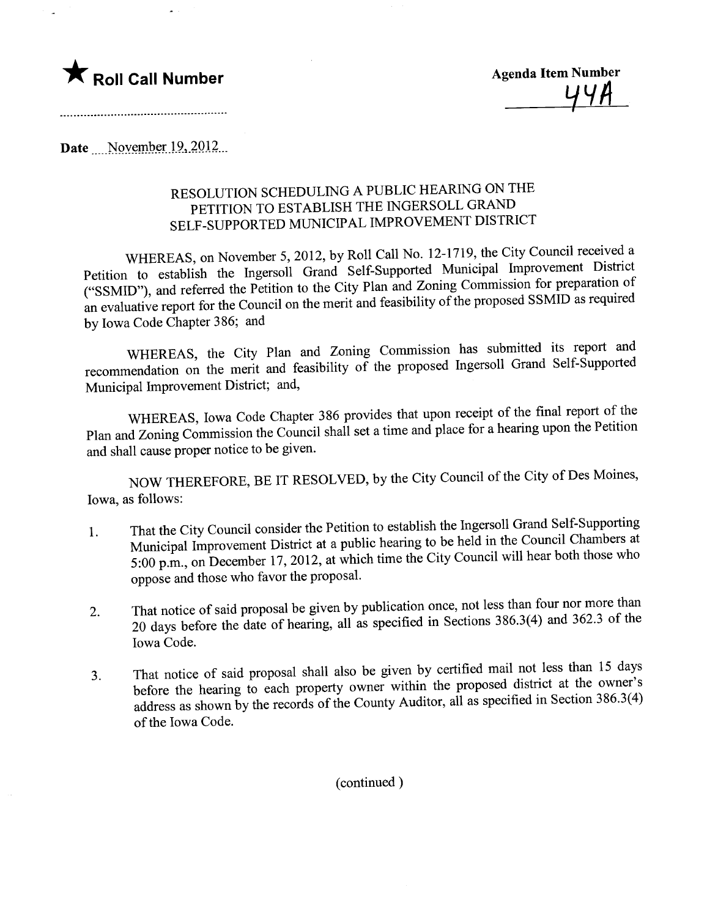★ **Roll Call Number**

**Agenda Item Number**

44A

**Date** November 19, 2012

# RESOLUTION SCHEDULING A PUBLIC HEARING ON THE PETITION TO ESTABLISH THE INGERSOLL GRAND SELF-SUPPORTED MUNICIPAL IMPROVEMENT DISTRICT

WHEREAS, on November 5, 2012, by Roll Call No. 12-1719, the City Council received a Petition to establish the Ingersoll Grand Self-Supported Municipal Improvement District ("SSMID"), and referred the Petition to the City Plan and Zoning Commission for preparation of an evaluative report for the Council on the merit and feasibility of the proposed SSMID as required by Iowa Code Chapter 386; and

WHEREAS, the City Plan and Zoning Commission has submitted its report and recommendation on the merit and feasibility of the proposed Ingersoll Grand Self-Supported Municipal Improvement District; and,

WHEREAS, Iowa Code Chapter 386 provides that upon receipt of the final report of the Plan and Zoning Commission the Council shall set a time and place for a hearing upon the Petition and shall cause proper notice to be given.

NOW THEREFORE, BE IT RESOLVED, by the City Council of the City of Des Moines, Iowa, as follows:

1. That the City Council consider the Petition to establish the Ingersoll Grand Self-Supporting Municipal Improvement District at a public hearing to be held in the Council Chambers at 5:00 p.m., on December 17, 2012, at which time the City Council will hear both those who oppose and those who favor the proposal.

2. That notice of said proposal be given by publication once, not less than four nor more than 20 days before the date of hearing, all as specified in Sections 386.3(4) and 362.3 of the Iowa Code.

3. That notice of said proposal shall also be given by certified mail not less than 15 days before the hearing to each property owner within the proposed district at the owner's address as shown by the records of the County Auditor, all as specified in Section 386.3(4) of the Iowa Code.

(continued )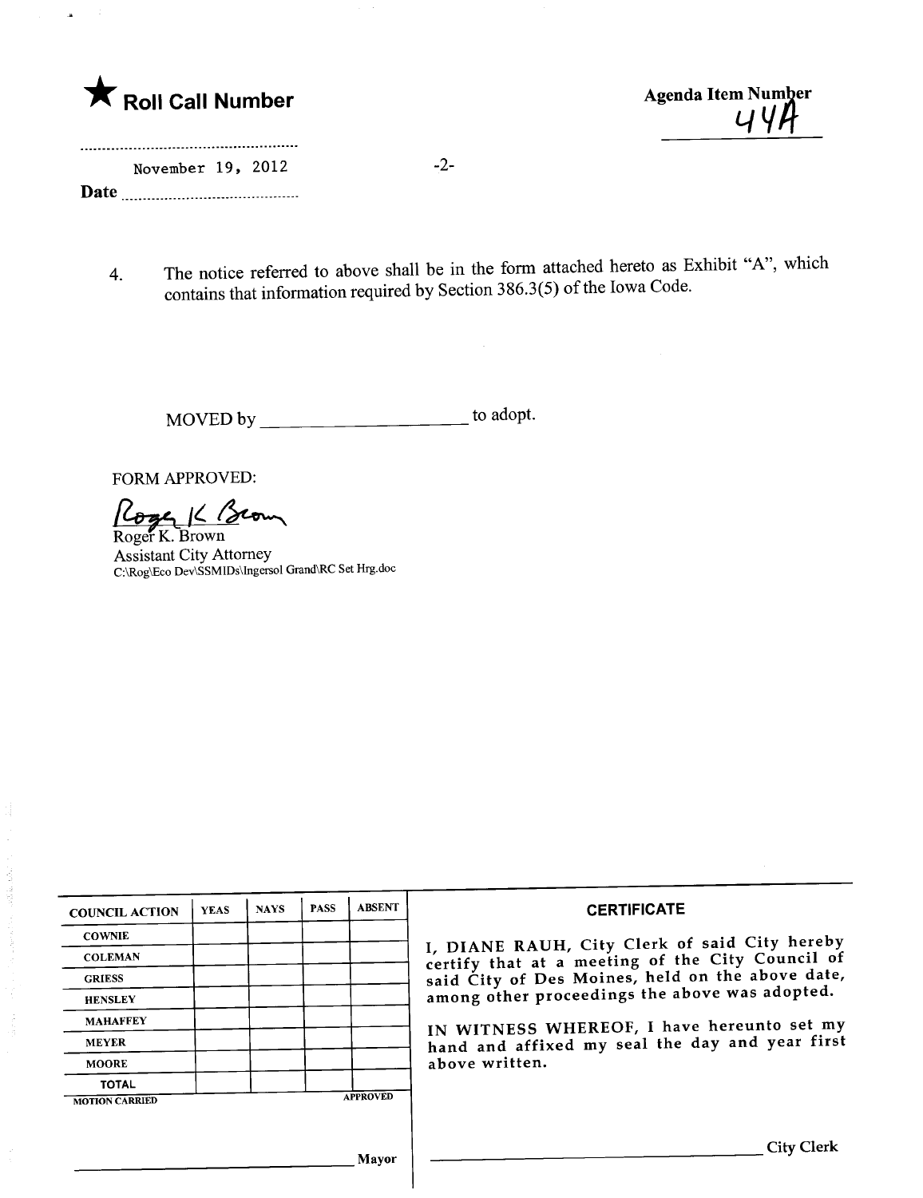★ **Roll Call Number**

**Agenda Item Number**
44A

November 19, 2012
**Date**

4. The notice referred to above shall be in the form attached hereto as Exhibit "A", which contains that information required by Section 386.3(5) of the Iowa Code.

MOVED by ______________________ to adopt.

FORM APPROVED:

Roger K. Brown
Roger K. Brown
Assistant City Attorney
C:\Rog\Eco Dev\SSMIDs\Ingersol Grand\RC Set Hrg.doc

| COUNCIL ACTION | YEAS | NAYS | PASS | ABSENT |
|---|---|---|---|---|
| COWNIE | | | | |
| COLEMAN | | | | |
| GRIESS | | | | |
| HENSLEY | | | | |
| MAHAFFEY | | | | |
| MEYER | | | | |
| MOORE | | | | |
| TOTAL | | | | |
| MOTION CARRIED | | | | APPROVED |

______________________ Mayor

**CERTIFICATE**

I, DIANE RAUH, City Clerk of said City hereby certify that at a meeting of the City Council of said City of Des Moines, held on the above date, among other proceedings the above was adopted.

IN WITNESS WHEREOF, I have hereunto set my hand and affixed my seal the day and year first above written.

______________________ City Clerk